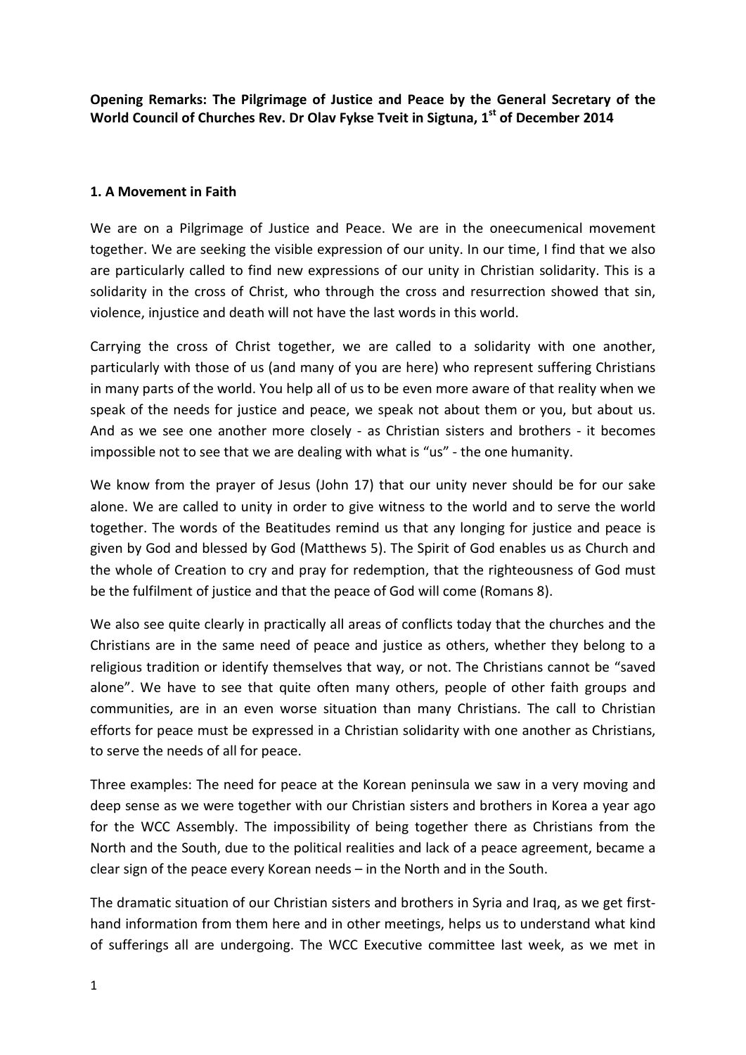**Opening Remarks: The Pilgrimage of Justice and Peace by the General Secretary of the World Council of Churches Rev. Dr Olav Fykse Tveit in Sigtuna, 1st of December 2014**

## 1. A Movement in Faith

We are on a Pilgrimage of Justice and Peace. We are in the oneecumenical movement together. We are seeking the visible expression of our unity. In our time, I find that we also are particularly called to find new expressions of our unity in Christian solidarity. This is a solidarity in the cross of Christ, who through the cross and resurrection showed that sin, violence, injustice and death will not have the last words in this world.

Carrying the cross of Christ together, we are called to a solidarity with one another, particularly with those of us (and many of you are here) who represent suffering Christians in many parts of the world. You help all of us to be even more aware of that reality when we speak of the needs for justice and peace, we speak not about them or you, but about us. And as we see one another more closely - as Christian sisters and brothers - it becomes impossible not to see that we are dealing with what is "us" - the one humanity.

We know from the prayer of Jesus (John 17) that our unity never should be for our sake alone. We are called to unity in order to give witness to the world and to serve the world together. The words of the Beatitudes remind us that any longing for justice and peace is given by God and blessed by God (Matthews 5). The Spirit of God enables us as Church and the whole of Creation to cry and pray for redemption, that the righteousness of God must be the fulfilment of justice and that the peace of God will come (Romans 8).

We also see quite clearly in practically all areas of conflicts today that the churches and the Christians are in the same need of peace and justice as others, whether they belong to a religious tradition or identify themselves that way, or not. The Christians cannot be "saved alone". We have to see that quite often many others, people of other faith groups and communities, are in an even worse situation than many Christians. The call to Christian efforts for peace must be expressed in a Christian solidarity with one another as Christians, to serve the needs of all for peace.

Three examples: The need for peace at the Korean peninsula we saw in a very moving and deep sense as we were together with our Christian sisters and brothers in Korea a year ago for the WCC Assembly. The impossibility of being together there as Christians from the North and the South, due to the political realities and lack of a peace agreement, became a clear sign of the peace every Korean needs – in the North and in the South.

The dramatic situation of our Christian sisters and brothers in Syria and Iraq, as we get first-hand information from them here and in other meetings, helps us to understand what kind of sufferings all are undergoing. The WCC Executive committee last week, as we met in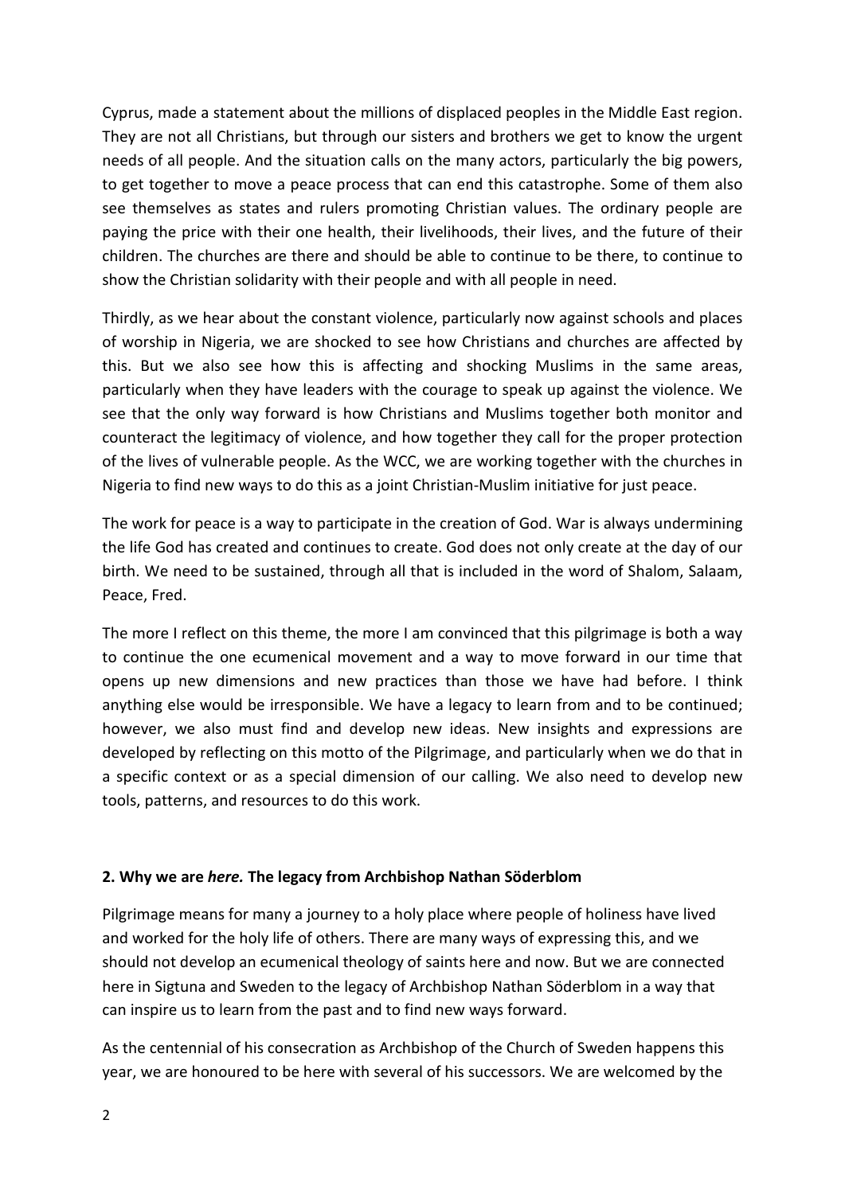Cyprus, made a statement about the millions of displaced peoples in the Middle East region. They are not all Christians, but through our sisters and brothers we get to know the urgent needs of all people. And the situation calls on the many actors, particularly the big powers, to get together to move a peace process that can end this catastrophe. Some of them also see themselves as states and rulers promoting Christian values. The ordinary people are paying the price with their one health, their livelihoods, their lives, and the future of their children. The churches are there and should be able to continue to be there, to continue to show the Christian solidarity with their people and with all people in need.

Thirdly, as we hear about the constant violence, particularly now against schools and places of worship in Nigeria, we are shocked to see how Christians and churches are affected by this. But we also see how this is affecting and shocking Muslims in the same areas, particularly when they have leaders with the courage to speak up against the violence. We see that the only way forward is how Christians and Muslims together both monitor and counteract the legitimacy of violence, and how together they call for the proper protection of the lives of vulnerable people. As the WCC, we are working together with the churches in Nigeria to find new ways to do this as a joint Christian-Muslim initiative for just peace.

The work for peace is a way to participate in the creation of God. War is always undermining the life God has created and continues to create. God does not only create at the day of our birth. We need to be sustained, through all that is included in the word of Shalom, Salaam, Peace, Fred.

The more I reflect on this theme, the more I am convinced that this pilgrimage is both a way to continue the one ecumenical movement and a way to move forward in our time that opens up new dimensions and new practices than those we have had before. I think anything else would be irresponsible. We have a legacy to learn from and to be continued; however, we also must find and develop new ideas. New insights and expressions are developed by reflecting on this motto of the Pilgrimage, and particularly when we do that in a specific context or as a special dimension of our calling. We also need to develop new tools, patterns, and resources to do this work.

## 2. Why we are *here.* The legacy from Archbishop Nathan Söderblom

Pilgrimage means for many a journey to a holy place where people of holiness have lived and worked for the holy life of others. There are many ways of expressing this, and we should not develop an ecumenical theology of saints here and now. But we are connected here in Sigtuna and Sweden to the legacy of Archbishop Nathan Söderblom in a way that can inspire us to learn from the past and to find new ways forward.

As the centennial of his consecration as Archbishop of the Church of Sweden happens this year, we are honoured to be here with several of his successors. We are welcomed by the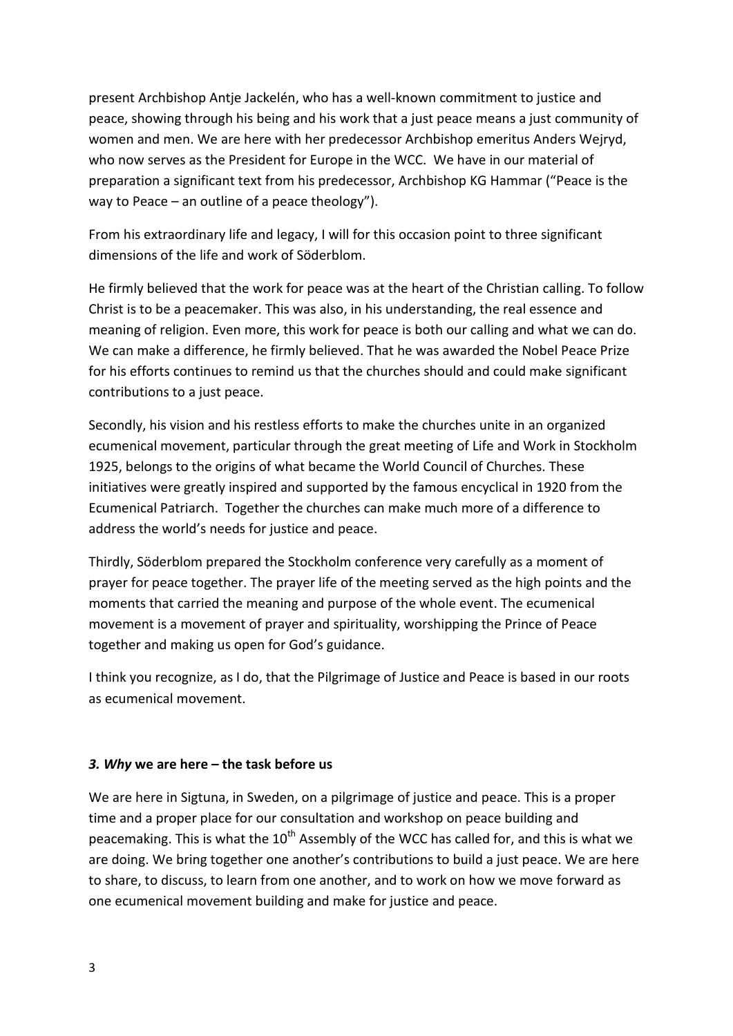present Archbishop Antje Jackelén, who has a well-known commitment to justice and peace, showing through his being and his work that a just peace means a just community of women and men. We are here with her predecessor Archbishop emeritus Anders Wejryd, who now serves as the President for Europe in the WCC. We have in our material of preparation a significant text from his predecessor, Archbishop KG Hammar ("Peace is the way to Peace – an outline of a peace theology").

From his extraordinary life and legacy, I will for this occasion point to three significant dimensions of the life and work of Söderblom.

He firmly believed that the work for peace was at the heart of the Christian calling. To follow Christ is to be a peacemaker. This was also, in his understanding, the real essence and meaning of religion. Even more, this work for peace is both our calling and what we can do. We can make a difference, he firmly believed. That he was awarded the Nobel Peace Prize for his efforts continues to remind us that the churches should and could make significant contributions to a just peace.

Secondly, his vision and his restless efforts to make the churches unite in an organized ecumenical movement, particular through the great meeting of Life and Work in Stockholm 1925, belongs to the origins of what became the World Council of Churches. These initiatives were greatly inspired and supported by the famous encyclical in 1920 from the Ecumenical Patriarch. Together the churches can make much more of a difference to address the world's needs for justice and peace.

Thirdly, Söderblom prepared the Stockholm conference very carefully as a moment of prayer for peace together. The prayer life of the meeting served as the high points and the moments that carried the meaning and purpose of the whole event. The ecumenical movement is a movement of prayer and spirituality, worshipping the Prince of Peace together and making us open for God's guidance.

I think you recognize, as I do, that the Pilgrimage of Justice and Peace is based in our roots as ecumenical movement.

### *3. Why* **we are here – the task before us**

We are here in Sigtuna, in Sweden, on a pilgrimage of justice and peace. This is a proper time and a proper place for our consultation and workshop on peace building and peacemaking. This is what the 10th Assembly of the WCC has called for, and this is what we are doing. We bring together one another's contributions to build a just peace. We are here to share, to discuss, to learn from one another, and to work on how we move forward as one ecumenical movement building and make for justice and peace.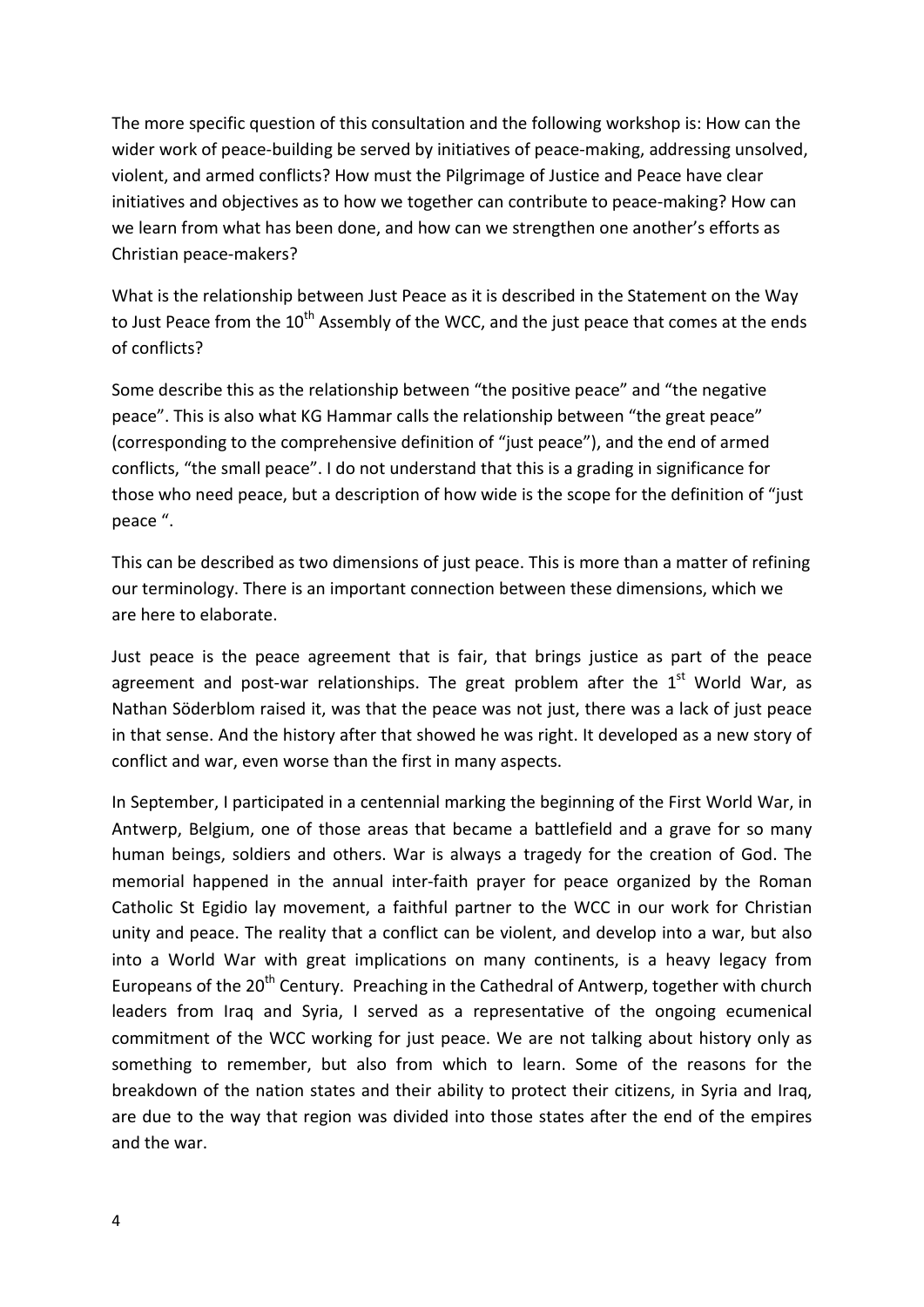The more specific question of this consultation and the following workshop is: How can the wider work of peace-building be served by initiatives of peace-making, addressing unsolved, violent, and armed conflicts? How must the Pilgrimage of Justice and Peace have clear initiatives and objectives as to how we together can contribute to peace-making? How can we learn from what has been done, and how can we strengthen one another's efforts as Christian peace-makers?

What is the relationship between Just Peace as it is described in the Statement on the Way to Just Peace from the 10th Assembly of the WCC, and the just peace that comes at the ends of conflicts?

Some describe this as the relationship between "the positive peace" and "the negative peace". This is also what KG Hammar calls the relationship between "the great peace" (corresponding to the comprehensive definition of "just peace"), and the end of armed conflicts, "the small peace". I do not understand that this is a grading in significance for those who need peace, but a description of how wide is the scope for the definition of "just peace ".

This can be described as two dimensions of just peace. This is more than a matter of refining our terminology. There is an important connection between these dimensions, which we are here to elaborate.

Just peace is the peace agreement that is fair, that brings justice as part of the peace agreement and post-war relationships. The great problem after the 1st World War, as Nathan Söderblom raised it, was that the peace was not just, there was a lack of just peace in that sense. And the history after that showed he was right. It developed as a new story of conflict and war, even worse than the first in many aspects.

In September, I participated in a centennial marking the beginning of the First World War, in Antwerp, Belgium, one of those areas that became a battlefield and a grave for so many human beings, soldiers and others. War is always a tragedy for the creation of God. The memorial happened in the annual inter-faith prayer for peace organized by the Roman Catholic St Egidio lay movement, a faithful partner to the WCC in our work for Christian unity and peace. The reality that a conflict can be violent, and develop into a war, but also into a World War with great implications on many continents, is a heavy legacy from Europeans of the 20th Century. Preaching in the Cathedral of Antwerp, together with church leaders from Iraq and Syria, I served as a representative of the ongoing ecumenical commitment of the WCC working for just peace. We are not talking about history only as something to remember, but also from which to learn. Some of the reasons for the breakdown of the nation states and their ability to protect their citizens, in Syria and Iraq, are due to the way that region was divided into those states after the end of the empires and the war.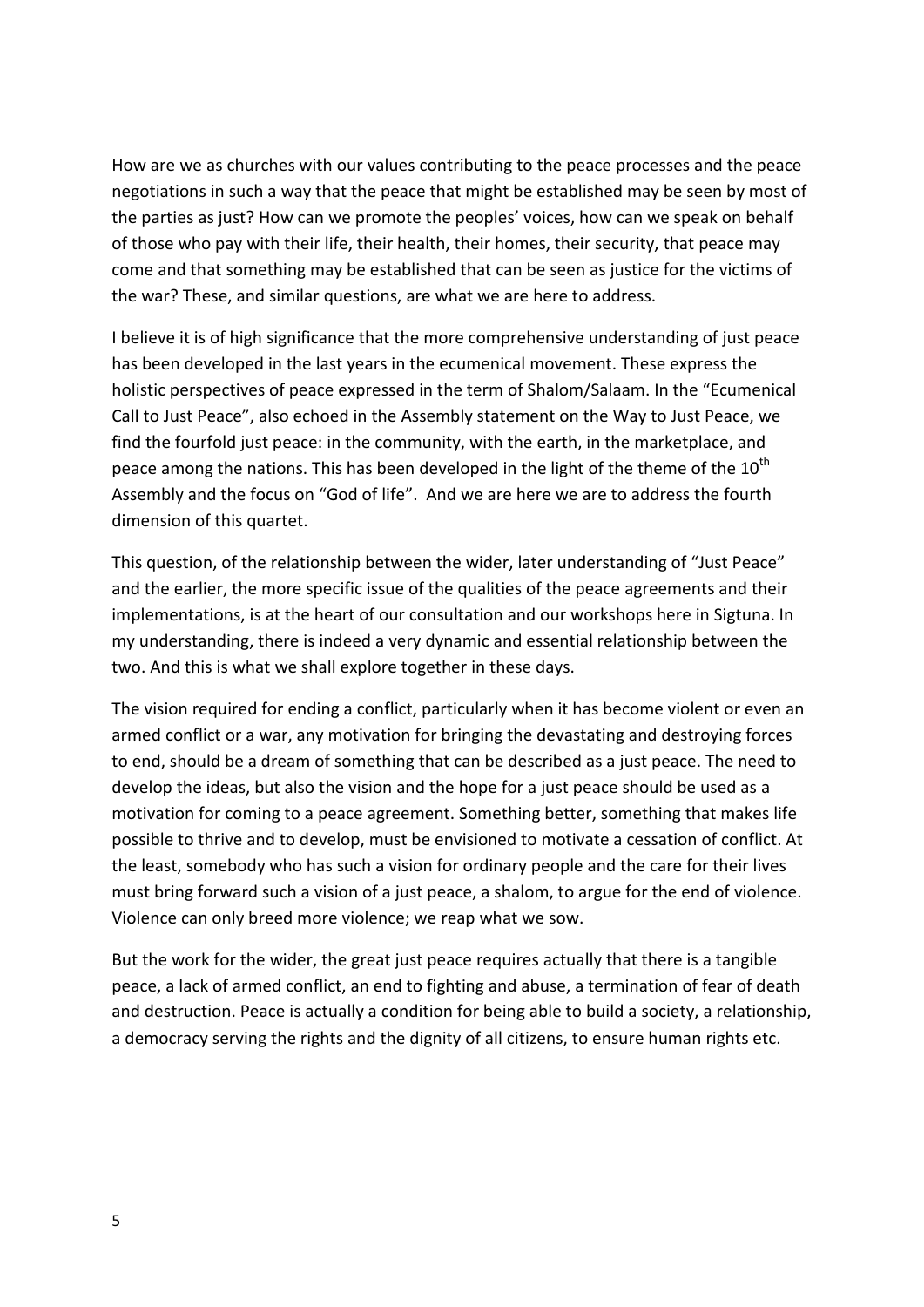How are we as churches with our values contributing to the peace processes and the peace negotiations in such a way that the peace that might be established may be seen by most of the parties as just? How can we promote the peoples' voices, how can we speak on behalf of those who pay with their life, their health, their homes, their security, that peace may come and that something may be established that can be seen as justice for the victims of the war? These, and similar questions, are what we are here to address.

I believe it is of high significance that the more comprehensive understanding of just peace has been developed in the last years in the ecumenical movement. These express the holistic perspectives of peace expressed in the term of Shalom/Salaam. In the "Ecumenical Call to Just Peace", also echoed in the Assembly statement on the Way to Just Peace, we find the fourfold just peace: in the community, with the earth, in the marketplace, and peace among the nations. This has been developed in the light of the theme of the 10th Assembly and the focus on "God of life". And we are here we are to address the fourth dimension of this quartet.

This question, of the relationship between the wider, later understanding of "Just Peace" and the earlier, the more specific issue of the qualities of the peace agreements and their implementations, is at the heart of our consultation and our workshops here in Sigtuna. In my understanding, there is indeed a very dynamic and essential relationship between the two. And this is what we shall explore together in these days.

The vision required for ending a conflict, particularly when it has become violent or even an armed conflict or a war, any motivation for bringing the devastating and destroying forces to end, should be a dream of something that can be described as a just peace. The need to develop the ideas, but also the vision and the hope for a just peace should be used as a motivation for coming to a peace agreement. Something better, something that makes life possible to thrive and to develop, must be envisioned to motivate a cessation of conflict. At the least, somebody who has such a vision for ordinary people and the care for their lives must bring forward such a vision of a just peace, a shalom, to argue for the end of violence. Violence can only breed more violence; we reap what we sow.

But the work for the wider, the great just peace requires actually that there is a tangible peace, a lack of armed conflict, an end to fighting and abuse, a termination of fear of death and destruction. Peace is actually a condition for being able to build a society, a relationship, a democracy serving the rights and the dignity of all citizens, to ensure human rights etc.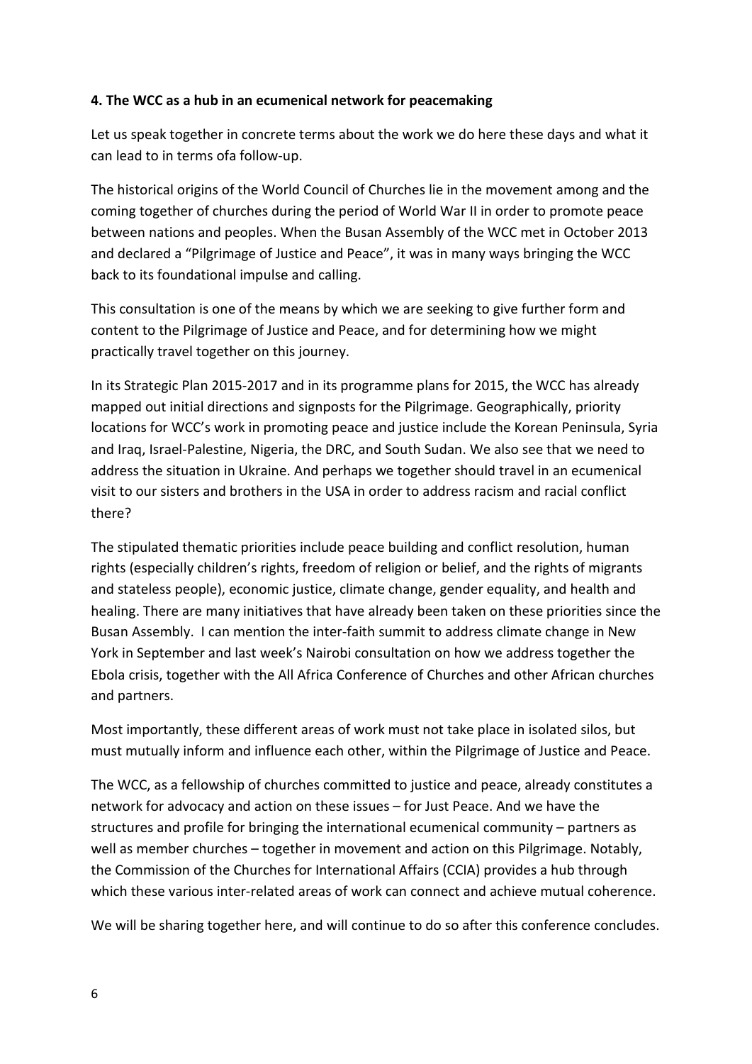**4. The WCC as a hub in an ecumenical network for peacemaking**

Let us speak together in concrete terms about the work we do here these days and what it can lead to in terms ofa follow-up.

The historical origins of the World Council of Churches lie in the movement among and the coming together of churches during the period of World War II in order to promote peace between nations and peoples. When the Busan Assembly of the WCC met in October 2013 and declared a "Pilgrimage of Justice and Peace", it was in many ways bringing the WCC back to its foundational impulse and calling.

This consultation is one of the means by which we are seeking to give further form and content to the Pilgrimage of Justice and Peace, and for determining how we might practically travel together on this journey.

In its Strategic Plan 2015-2017 and in its programme plans for 2015, the WCC has already mapped out initial directions and signposts for the Pilgrimage. Geographically, priority locations for WCC's work in promoting peace and justice include the Korean Peninsula, Syria and Iraq, Israel-Palestine, Nigeria, the DRC, and South Sudan. We also see that we need to address the situation in Ukraine. And perhaps we together should travel in an ecumenical visit to our sisters and brothers in the USA in order to address racism and racial conflict there?

The stipulated thematic priorities include peace building and conflict resolution, human rights (especially children's rights, freedom of religion or belief, and the rights of migrants and stateless people), economic justice, climate change, gender equality, and health and healing. There are many initiatives that have already been taken on these priorities since the Busan Assembly. I can mention the inter-faith summit to address climate change in New York in September and last week's Nairobi consultation on how we address together the Ebola crisis, together with the All Africa Conference of Churches and other African churches and partners.

Most importantly, these different areas of work must not take place in isolated silos, but must mutually inform and influence each other, within the Pilgrimage of Justice and Peace.

The WCC, as a fellowship of churches committed to justice and peace, already constitutes a network for advocacy and action on these issues – for Just Peace. And we have the structures and profile for bringing the international ecumenical community – partners as well as member churches – together in movement and action on this Pilgrimage. Notably, the Commission of the Churches for International Affairs (CCIA) provides a hub through which these various inter-related areas of work can connect and achieve mutual coherence.

We will be sharing together here, and will continue to do so after this conference concludes.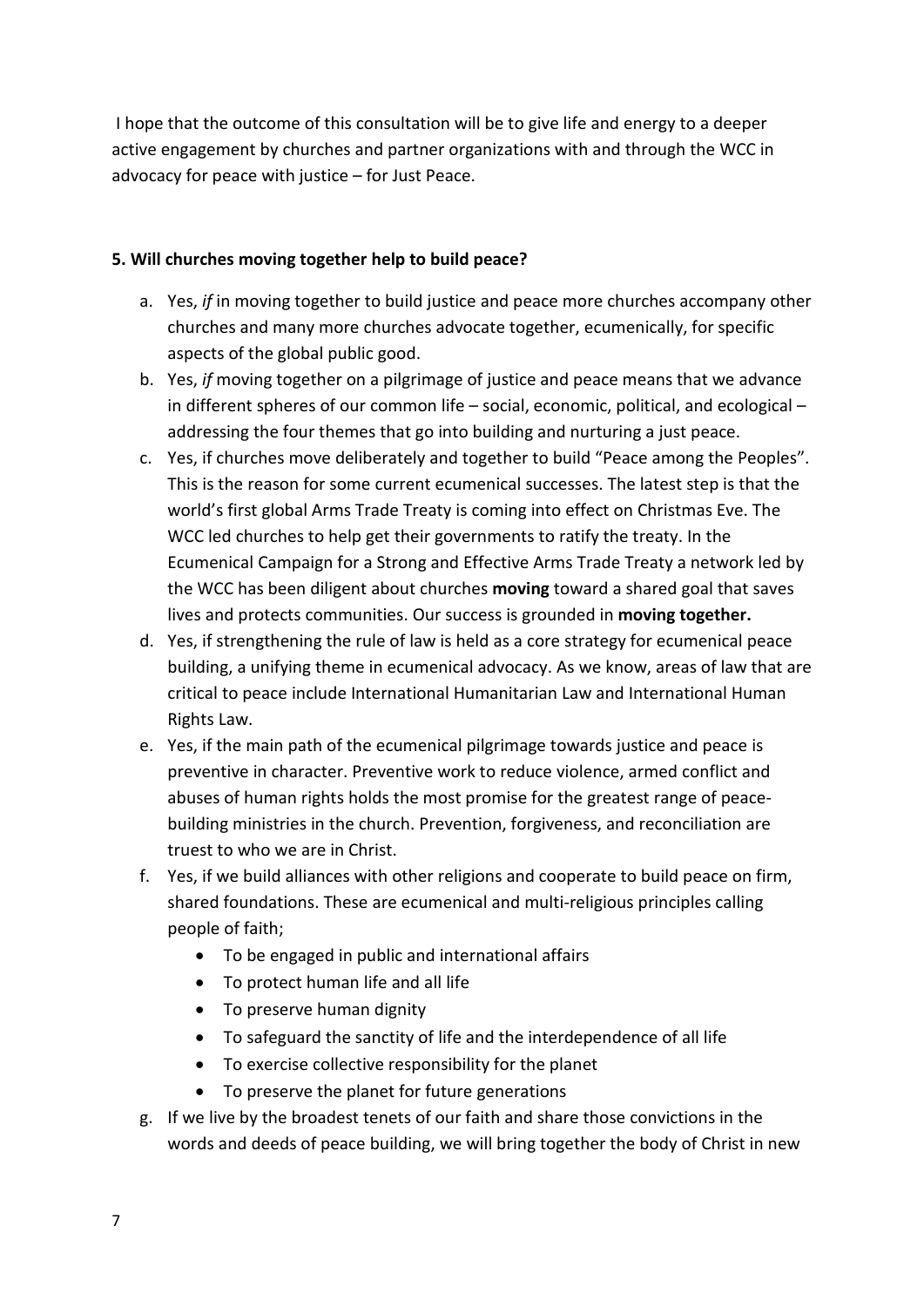I hope that the outcome of this consultation will be to give life and energy to a deeper active engagement by churches and partner organizations with and through the WCC in advocacy for peace with justice – for Just Peace.

**5. Will churches moving together help to build peace?**

a. Yes, *if* in moving together to build justice and peace more churches accompany other churches and many more churches advocate together, ecumenically, for specific aspects of the global public good.
b. Yes, *if* moving together on a pilgrimage of justice and peace means that we advance in different spheres of our common life – social, economic, political, and ecological – addressing the four themes that go into building and nurturing a just peace.
c. Yes, if churches move deliberately and together to build "Peace among the Peoples". This is the reason for some current ecumenical successes. The latest step is that the world's first global Arms Trade Treaty is coming into effect on Christmas Eve. The WCC led churches to help get their governments to ratify the treaty. In the Ecumenical Campaign for a Strong and Effective Arms Trade Treaty a network led by the WCC has been diligent about churches **moving** toward a shared goal that saves lives and protects communities. Our success is grounded in **moving together.**
d. Yes, if strengthening the rule of law is held as a core strategy for ecumenical peace building, a unifying theme in ecumenical advocacy. As we know, areas of law that are critical to peace include International Humanitarian Law and International Human Rights Law.
e. Yes, if the main path of the ecumenical pilgrimage towards justice and peace is preventive in character. Preventive work to reduce violence, armed conflict and abuses of human rights holds the most promise for the greatest range of peace-building ministries in the church. Prevention, forgiveness, and reconciliation are truest to who we are in Christ.
f. Yes, if we build alliances with other religions and cooperate to build peace on firm, shared foundations. These are ecumenical and multi-religious principles calling people of faith;
    - To be engaged in public and international affairs
    - To protect human life and all life
    - To preserve human dignity
    - To safeguard the sanctity of life and the interdependence of all life
    - To exercise collective responsibility for the planet
    - To preserve the planet for future generations
g. If we live by the broadest tenets of our faith and share those convictions in the words and deeds of peace building, we will bring together the body of Christ in new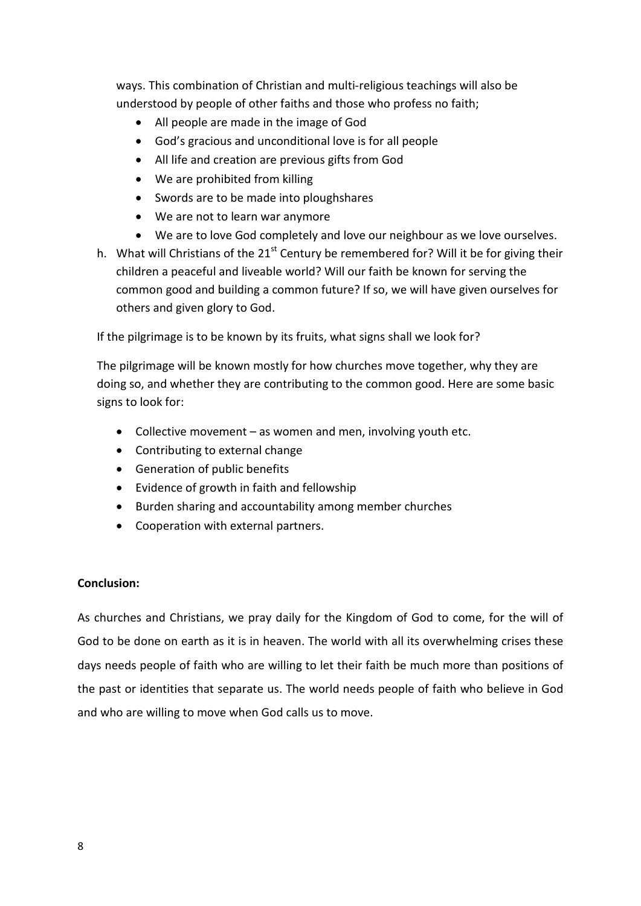ways. This combination of Christian and multi-religious teachings will also be understood by people of other faiths and those who profess no faith;

- All people are made in the image of God
- God's gracious and unconditional love is for all people
- All life and creation are previous gifts from God
- We are prohibited from killing
- Swords are to be made into ploughshares
- We are not to learn war anymore
- We are to love God completely and love our neighbour as we love ourselves.

h. What will Christians of the 21st Century be remembered for? Will it be for giving their children a peaceful and liveable world? Will our faith be known for serving the common good and building a common future? If so, we will have given ourselves for others and given glory to God.

If the pilgrimage is to be known by its fruits, what signs shall we look for?

The pilgrimage will be known mostly for how churches move together, why they are doing so, and whether they are contributing to the common good. Here are some basic signs to look for:

- Collective movement – as women and men, involving youth etc.
- Contributing to external change
- Generation of public benefits
- Evidence of growth in faith and fellowship
- Burden sharing and accountability among member churches
- Cooperation with external partners.

**Conclusion:**

As churches and Christians, we pray daily for the Kingdom of God to come, for the will of God to be done on earth as it is in heaven. The world with all its overwhelming crises these days needs people of faith who are willing to let their faith be much more than positions of the past or identities that separate us. The world needs people of faith who believe in God and who are willing to move when God calls us to move.